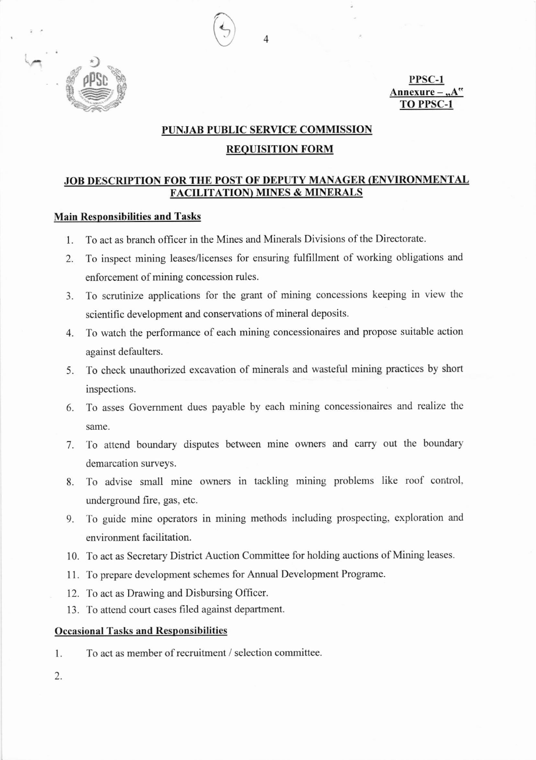PPSC-1
Annexure – „A"
TO PPSC-1

## PUNJAB PUBLIC SERVICE COMMISSION

## REQUISITION FORM

### JOB DESCRIPTION FOR THE POST OF DEPUTY MANAGER (ENVIRONMENTAL FACILITATION) MINES & MINERALS

**Main Responsibilities and Tasks**

1. To act as branch officer in the Mines and Minerals Divisions of the Directorate.
2. To inspect mining leases/licenses for ensuring fulfillment of working obligations and enforcement of mining concession rules.
3. To scrutinize applications for the grant of mining concessions keeping in view the scientific development and conservations of mineral deposits.
4. To watch the performance of each mining concessionaires and propose suitable action against defaulters.
5. To check unauthorized excavation of minerals and wasteful mining practices by short inspections.
6. To asses Government dues payable by each mining concessionaires and realize the same.
7. To attend boundary disputes between mine owners and carry out the boundary demarcation surveys.
8. To advise small mine owners in tackling mining problems like roof control, underground fire, gas, etc.
9. To guide mine operators in mining methods including prospecting, exploration and environment facilitation.
10. To act as Secretary District Auction Committee for holding auctions of Mining leases.
11. To prepare development schemes for Annual Development Programe.
12. To act as Drawing and Disbursing Officer.
13. To attend court cases filed against department.

**Occasional Tasks and Responsibilities**

1. To act as member of recruitment / selection committee.
2.